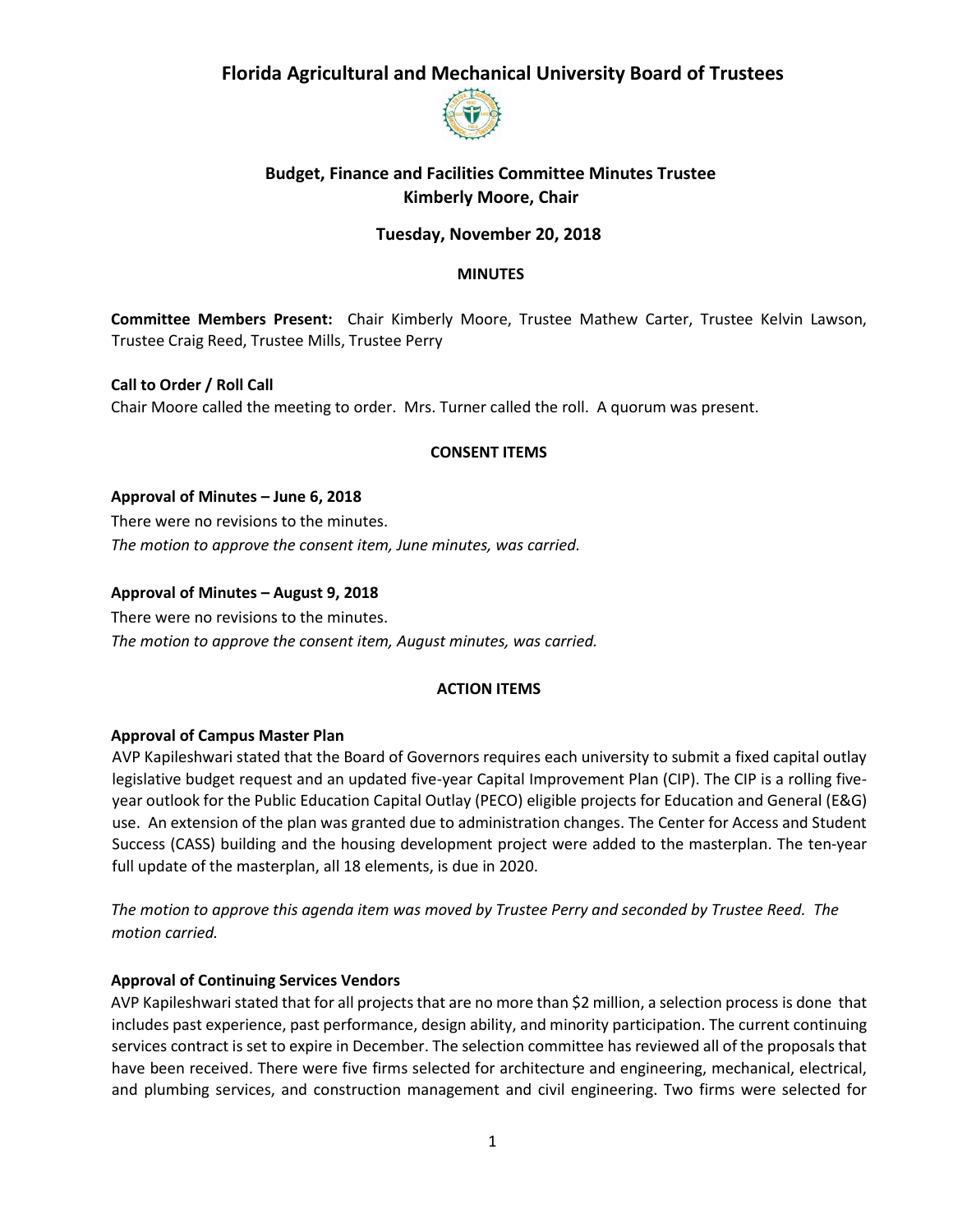# Florida Agricultural and Mechanical University Board of Trustees

## Budget, Finance and Facilities Committee Minutes Trustee Kimberly Moore, Chair

### Tuesday, November 20, 2018

**MINUTES**

**Committee Members Present:** Chair Kimberly Moore, Trustee Mathew Carter, Trustee Kelvin Lawson, Trustee Craig Reed, Trustee Mills, Trustee Perry

**Call to Order / Roll Call**

Chair Moore called the meeting to order. Mrs. Turner called the roll. A quorum was present.

**CONSENT ITEMS**

**Approval of Minutes – June 6, 2018**

There were no revisions to the minutes.

*The motion to approve the consent item, June minutes, was carried.*

**Approval of Minutes – August 9, 2018**

There were no revisions to the minutes.

*The motion to approve the consent item, August minutes, was carried.*

**ACTION ITEMS**

**Approval of Campus Master Plan**

AVP Kapileshwari stated that the Board of Governors requires each university to submit a fixed capital outlay legislative budget request and an updated five-year Capital Improvement Plan (CIP). The CIP is a rolling five-year outlook for the Public Education Capital Outlay (PECO) eligible projects for Education and General (E&G) use. An extension of the plan was granted due to administration changes. The Center for Access and Student Success (CASS) building and the housing development project were added to the masterplan. The ten-year full update of the masterplan, all 18 elements, is due in 2020.

*The motion to approve this agenda item was moved by Trustee Perry and seconded by Trustee Reed. The motion carried.*

**Approval of Continuing Services Vendors**

AVP Kapileshwari stated that for all projects that are no more than $2 million, a selection process is done that includes past experience, past performance, design ability, and minority participation. The current continuing services contract is set to expire in December. The selection committee has reviewed all of the proposals that have been received. There were five firms selected for architecture and engineering, mechanical, electrical, and plumbing services, and construction management and civil engineering. Two firms were selected for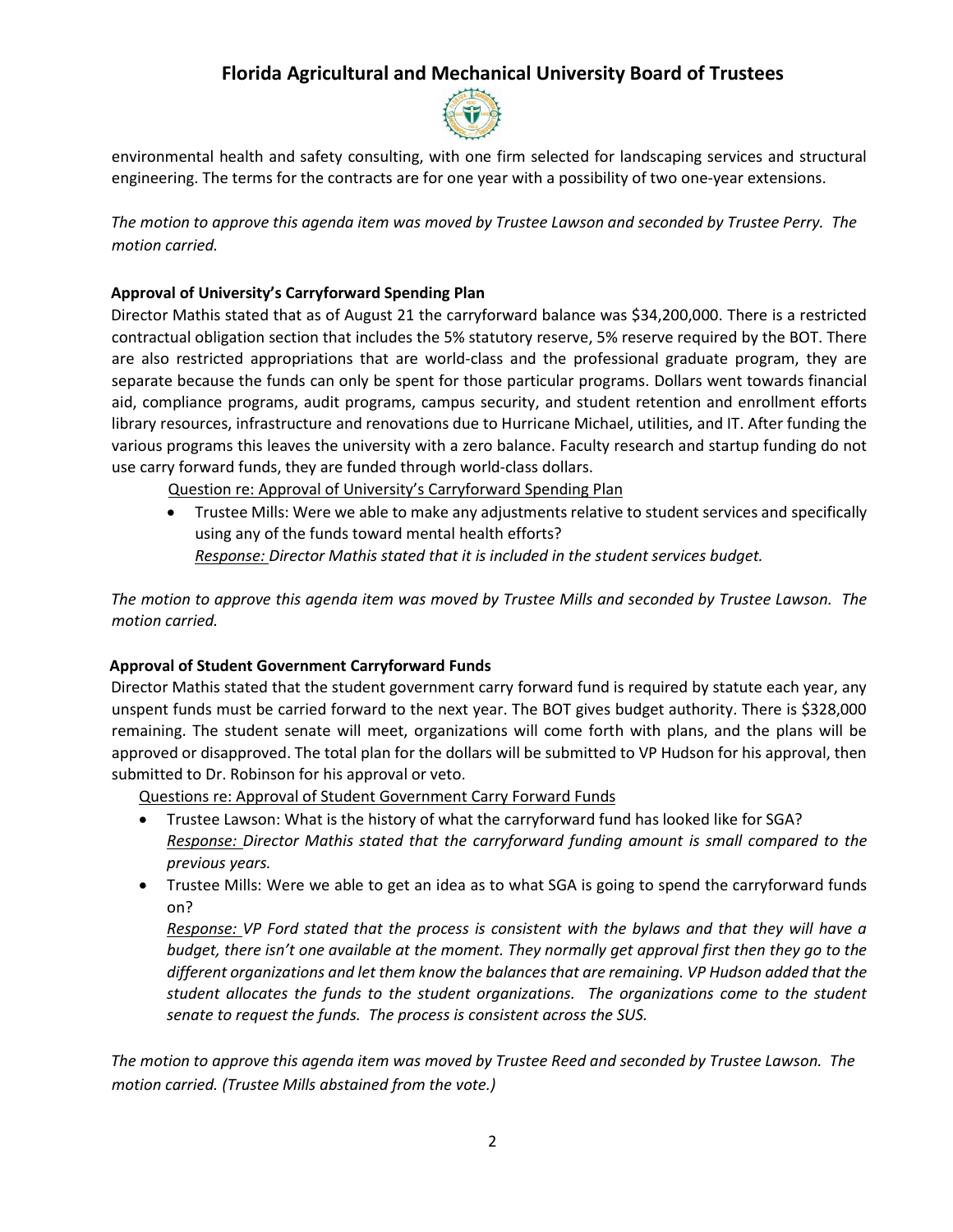environmental health and safety consulting, with one firm selected for landscaping services and structural engineering. The terms for the contracts are for one year with a possibility of two one-year extensions.

*The motion to approve this agenda item was moved by Trustee Lawson and seconded by Trustee Perry. The motion carried.*

**Approval of University's Carryforward Spending Plan**

Director Mathis stated that as of August 21 the carryforward balance was $34,200,000. There is a restricted contractual obligation section that includes the 5% statutory reserve, 5% reserve required by the BOT. There are also restricted appropriations that are world-class and the professional graduate program, they are separate because the funds can only be spent for those particular programs. Dollars went towards financial aid, compliance programs, audit programs, campus security, and student retention and enrollment efforts library resources, infrastructure and renovations due to Hurricane Michael, utilities, and IT. After funding the various programs this leaves the university with a zero balance. Faculty research and startup funding do not use carry forward funds, they are funded through world-class dollars.

<u>Question re: Approval of University's Carryforward Spending Plan</u>

- Trustee Mills: Were we able to make any adjustments relative to student services and specifically using any of the funds toward mental health efforts?
  *<u>Response:</u> Director Mathis stated that it is included in the student services budget.*

*The motion to approve this agenda item was moved by Trustee Mills and seconded by Trustee Lawson. The motion carried.*

**Approval of Student Government Carryforward Funds**

Director Mathis stated that the student government carry forward fund is required by statute each year, any unspent funds must be carried forward to the next year. The BOT gives budget authority. There is $328,000 remaining. The student senate will meet, organizations will come forth with plans, and the plans will be approved or disapproved. The total plan for the dollars will be submitted to VP Hudson for his approval, then submitted to Dr. Robinson for his approval or veto.

<u>Questions re: Approval of Student Government Carry Forward Funds</u>

- Trustee Lawson: What is the history of what the carryforward fund has looked like for SGA?
  *<u>Response:</u> Director Mathis stated that the carryforward funding amount is small compared to the previous years.*
- Trustee Mills: Were we able to get an idea as to what SGA is going to spend the carryforward funds on?
  *<u>Response:</u> VP Ford stated that the process is consistent with the bylaws and that they will have a budget, there isn't one available at the moment. They normally get approval first then they go to the different organizations and let them know the balances that are remaining. VP Hudson added that the student allocates the funds to the student organizations. The organizations come to the student senate to request the funds. The process is consistent across the SUS.*

*The motion to approve this agenda item was moved by Trustee Reed and seconded by Trustee Lawson. The motion carried. (Trustee Mills abstained from the vote.)*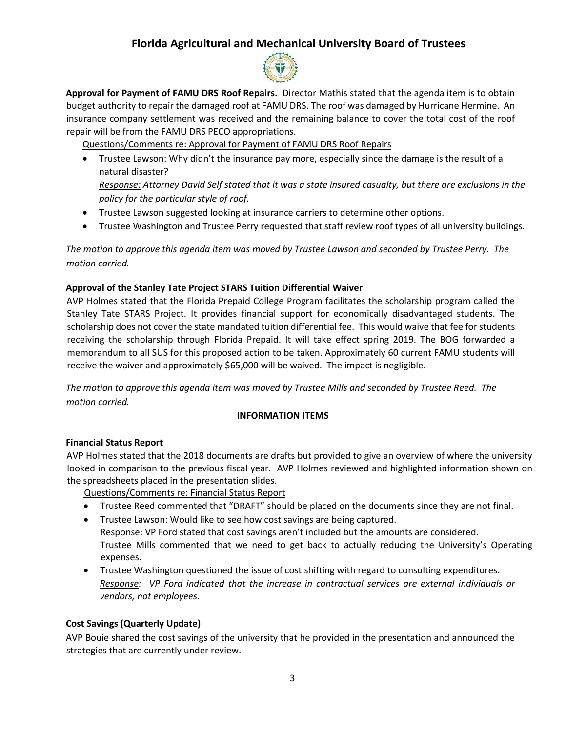# Florida Agricultural and Mechanical University Board of Trustees

**Approval for Payment of FAMU DRS Roof Repairs.** Director Mathis stated that the agenda item is to obtain budget authority to repair the damaged roof at FAMU DRS. The roof was damaged by Hurricane Hermine. An insurance company settlement was received and the remaining balance to cover the total cost of the roof repair will be from the FAMU DRS PECO appropriations.

<u>Questions/Comments re: Approval for Payment of FAMU DRS Roof Repairs</u>

- Trustee Lawson: Why didn't the insurance pay more, especially since the damage is the result of a natural disaster?
  *<u>Response:</u> Attorney David Self stated that it was a state insured casualty, but there are exclusions in the policy for the particular style of roof.*
- Trustee Lawson suggested looking at insurance carriers to determine other options.
- Trustee Washington and Trustee Perry requested that staff review roof types of all university buildings.

*The motion to approve this agenda item was moved by Trustee Lawson and seconded by Trustee Perry. The motion carried.*

**Approval of the Stanley Tate Project STARS Tuition Differential Waiver**

AVP Holmes stated that the Florida Prepaid College Program facilitates the scholarship program called the Stanley Tate STARS Project. It provides financial support for economically disadvantaged students. The scholarship does not cover the state mandated tuition differential fee. This would waive that fee for students receiving the scholarship through Florida Prepaid. It will take effect spring 2019. The BOG forwarded a memorandum to all SUS for this proposed action to be taken. Approximately 60 current FAMU students will receive the waiver and approximately $65,000 will be waived. The impact is negligible.

*The motion to approve this agenda item was moved by Trustee Mills and seconded by Trustee Reed. The motion carried.*

**INFORMATION ITEMS**

**Financial Status Report**

AVP Holmes stated that the 2018 documents are drafts but provided to give an overview of where the university looked in comparison to the previous fiscal year. AVP Holmes reviewed and highlighted information shown on the spreadsheets placed in the presentation slides.

<u>Questions/Comments re: Financial Status Report</u>

- Trustee Reed commented that "DRAFT" should be placed on the documents since they are not final.
- Trustee Lawson: Would like to see how cost savings are being captured.
  <u>Response</u>: VP Ford stated that cost savings aren't included but the amounts are considered.
  Trustee Mills commented that we need to get back to actually reducing the University's Operating expenses.
- Trustee Washington questioned the issue of cost shifting with regard to consulting expenditures.
  *<u>Response</u>: VP Ford indicated that the increase in contractual services are external individuals or vendors, not employees*.

**Cost Savings (Quarterly Update)**

AVP Bouie shared the cost savings of the university that he provided in the presentation and announced the strategies that are currently under review.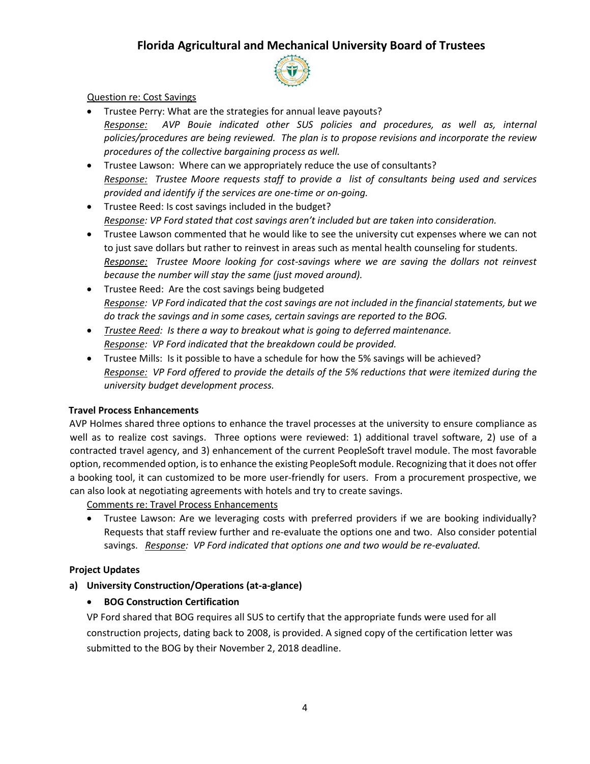Question re: Cost Savings

- Trustee Perry: What are the strategies for annual leave payouts?
  *Response: AVP Bouie indicated other SUS policies and procedures, as well as, internal policies/procedures are being reviewed. The plan is to propose revisions and incorporate the review procedures of the collective bargaining process as well.*
- Trustee Lawson: Where can we appropriately reduce the use of consultants?
  *Response: Trustee Moore requests staff to provide a list of consultants being used and services provided and identify if the services are one-time or on-going.*
- Trustee Reed: Is cost savings included in the budget?
  *Response: VP Ford stated that cost savings aren't included but are taken into consideration.*
- Trustee Lawson commented that he would like to see the university cut expenses where we can not to just save dollars but rather to reinvest in areas such as mental health counseling for students.
  *Response: Trustee Moore looking for cost-savings where we are saving the dollars not reinvest because the number will stay the same (just moved around).*
- Trustee Reed: Are the cost savings being budgeted
  *Response: VP Ford indicated that the cost savings are not included in the financial statements, but we do track the savings and in some cases, certain savings are reported to the BOG.*
- *Trustee Reed: Is there a way to breakout what is going to deferred maintenance.*
  *Response: VP Ford indicated that the breakdown could be provided.*
- Trustee Mills: Is it possible to have a schedule for how the 5% savings will be achieved?
  *Response: VP Ford offered to provide the details of the 5% reductions that were itemized during the university budget development process.*

**Travel Process Enhancements**

AVP Holmes shared three options to enhance the travel processes at the university to ensure compliance as well as to realize cost savings. Three options were reviewed: 1) additional travel software, 2) use of a contracted travel agency, and 3) enhancement of the current PeopleSoft travel module. The most favorable option, recommended option, is to enhance the existing PeopleSoft module. Recognizing that it does not offer a booking tool, it can customized to be more user-friendly for users. From a procurement prospective, we can also look at negotiating agreements with hotels and try to create savings.

Comments re: Travel Process Enhancements

- Trustee Lawson: Are we leveraging costs with preferred providers if we are booking individually? Requests that staff review further and re-evaluate the options one and two. Also consider potential savings. *Response: VP Ford indicated that options one and two would be re-evaluated.*

**Project Updates**

**a) University Construction/Operations (at-a-glance)**

- **BOG Construction Certification**

VP Ford shared that BOG requires all SUS to certify that the appropriate funds were used for all construction projects, dating back to 2008, is provided. A signed copy of the certification letter was submitted to the BOG by their November 2, 2018 deadline.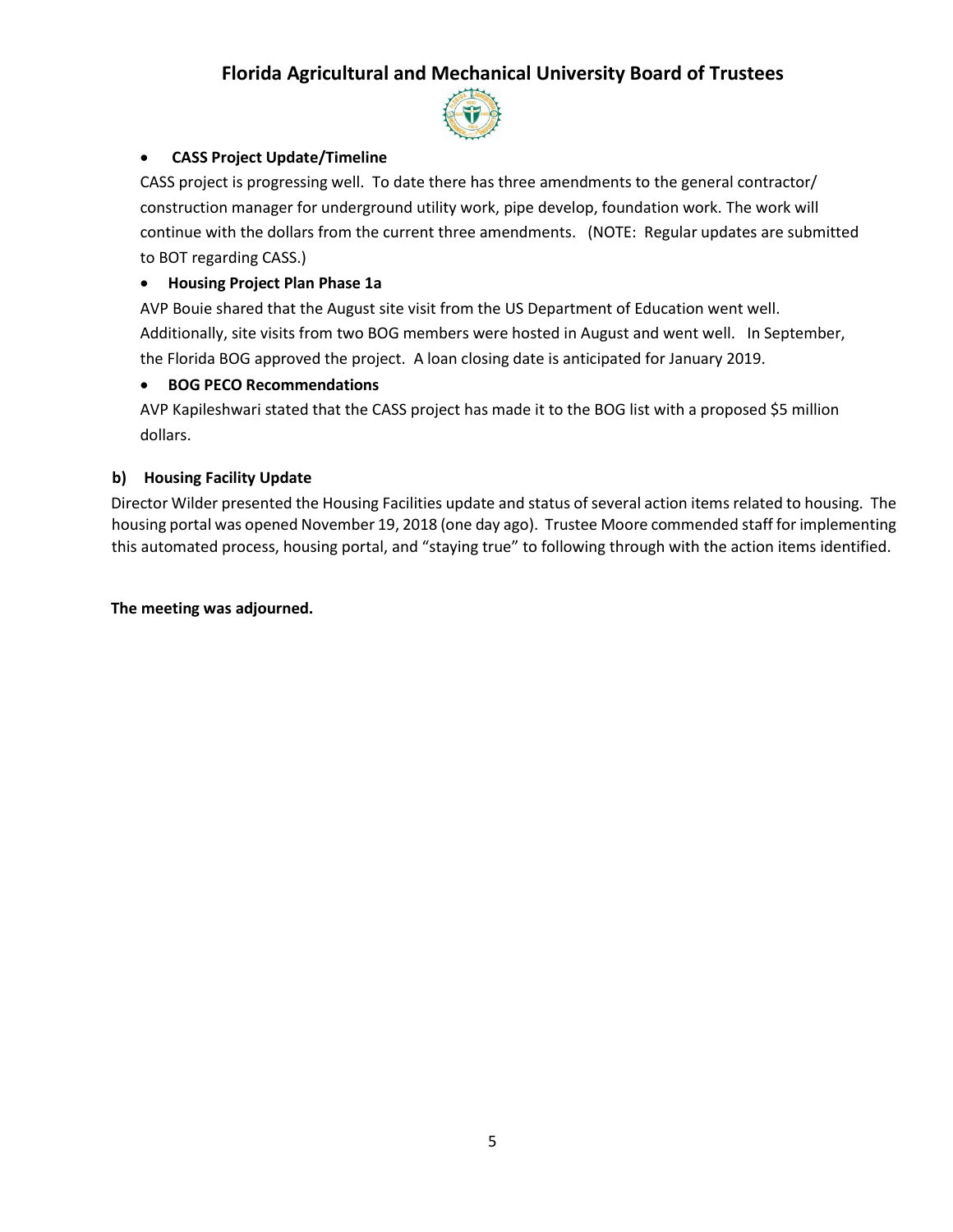- **CASS Project Update/Timeline**

  CASS project is progressing well. To date there has three amendments to the general contractor/ construction manager for underground utility work, pipe develop, foundation work. The work will continue with the dollars from the current three amendments. (NOTE: Regular updates are submitted to BOT regarding CASS.)

- **Housing Project Plan Phase 1a**

  AVP Bouie shared that the August site visit from the US Department of Education went well. Additionally, site visits from two BOG members were hosted in August and went well. In September, the Florida BOG approved the project. A loan closing date is anticipated for January 2019.

- **BOG PECO Recommendations**

  AVP Kapileshwari stated that the CASS project has made it to the BOG list with a proposed $5 million dollars.

**b) Housing Facility Update**

Director Wilder presented the Housing Facilities update and status of several action items related to housing. The housing portal was opened November 19, 2018 (one day ago). Trustee Moore commended staff for implementing this automated process, housing portal, and "staying true" to following through with the action items identified.

**The meeting was adjourned.**